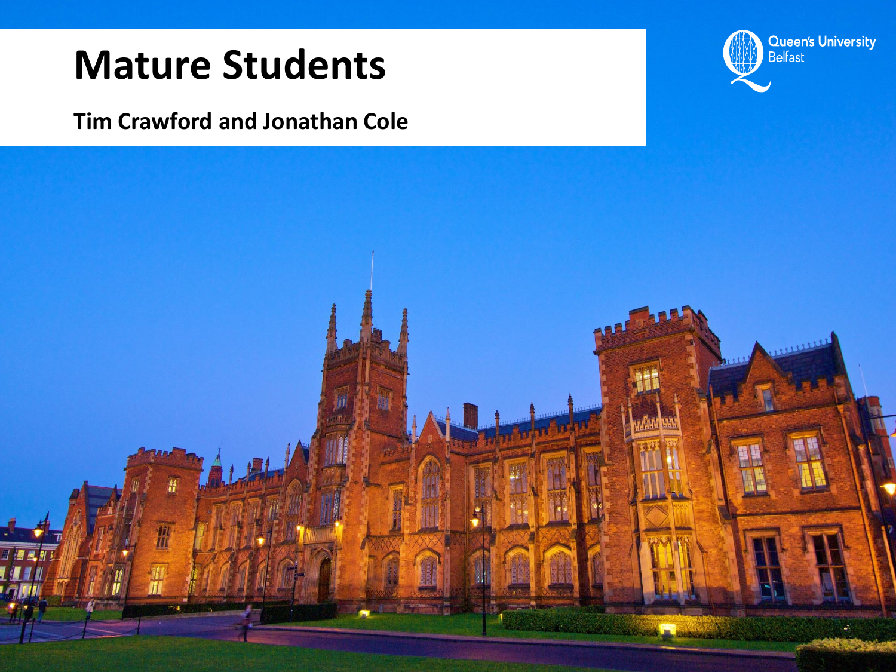# Mature Students

**Tim Crawford and Jonathan Cole**

Queen's University Belfast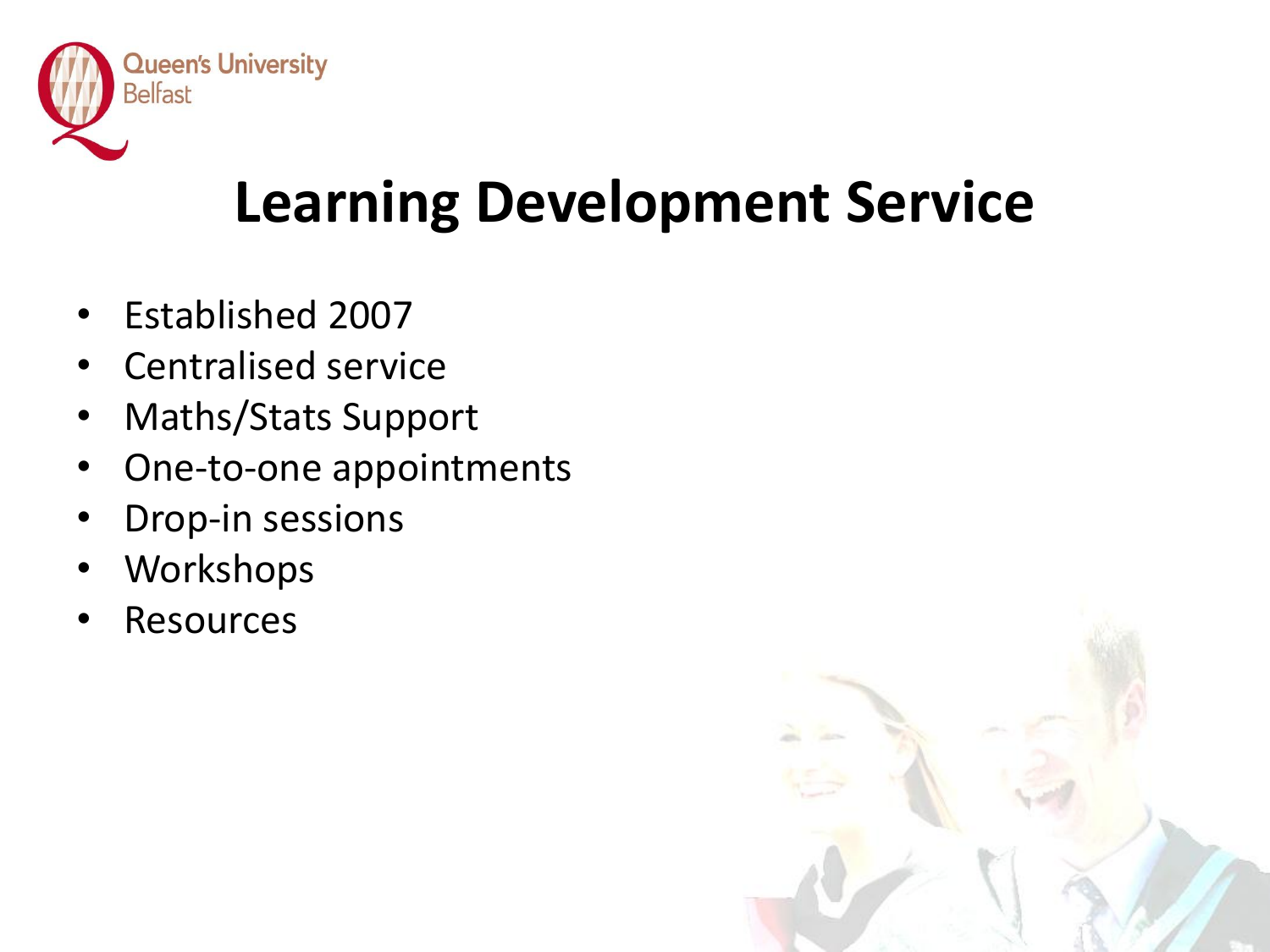# Learning Development Service

- Established 2007
- Centralised service
- Maths/Stats Support
- One-to-one appointments
- Drop-in sessions
- Workshops
- Resources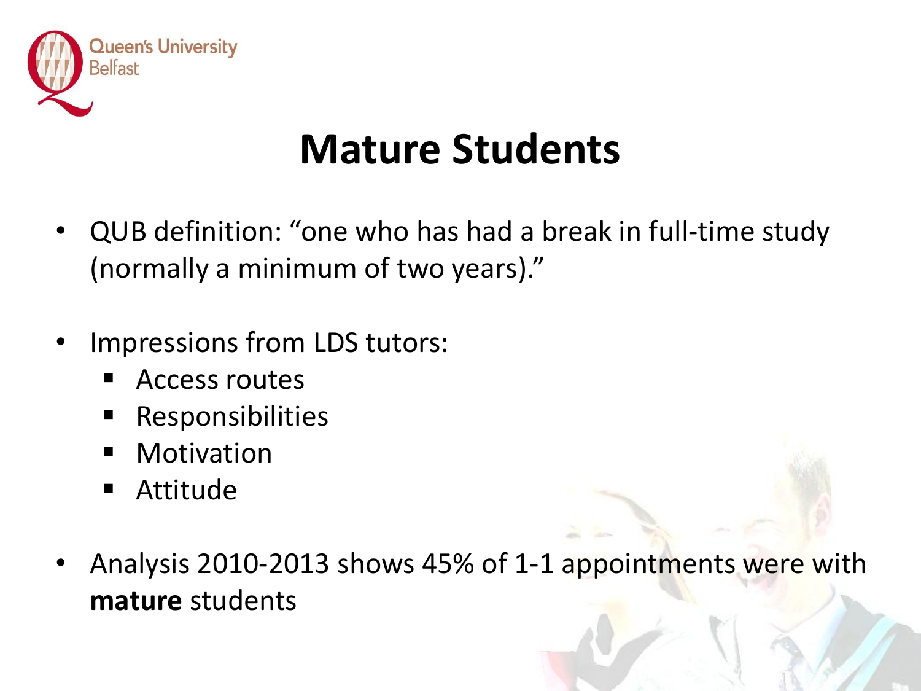# Mature Students

- QUB definition: “one who has had a break in full-time study (normally a minimum of two years).”

- Impressions from LDS tutors:
  - Access routes
  - Responsibilities
  - Motivation
  - Attitude

- Analysis 2010-2013 shows 45% of 1-1 appointments were with **mature** students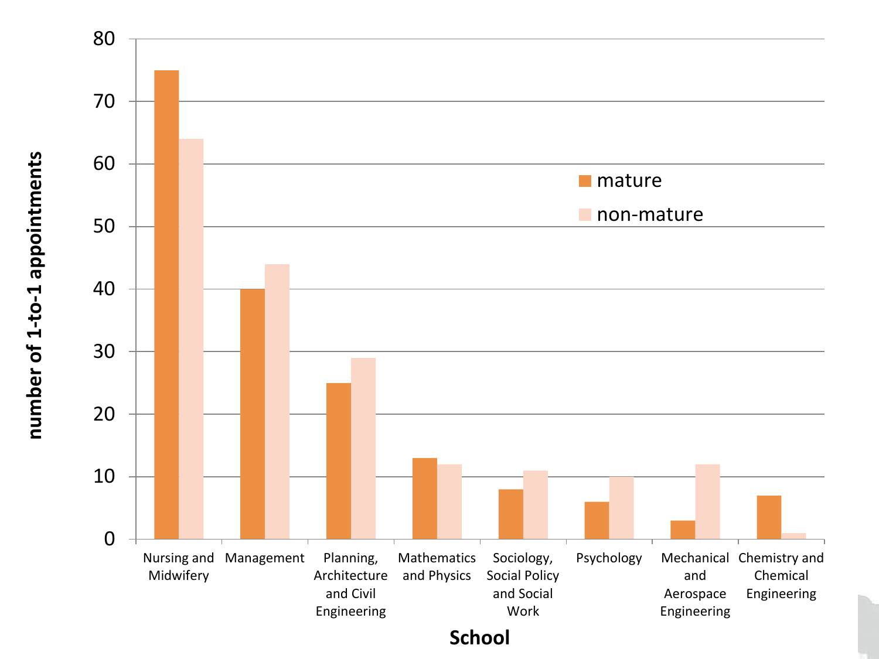number of 1-to-1 appointments

80

70

60

50

40

30

20

10

0

mature

non-mature

Nursing and Midwifery | Management | Planning, Architecture and Civil Engineering | Mathematics and Physics | Sociology, Social Policy and Social Work | Psychology | Mechanical and Aerospace Engineering | Chemistry and Chemical Engineering

**School**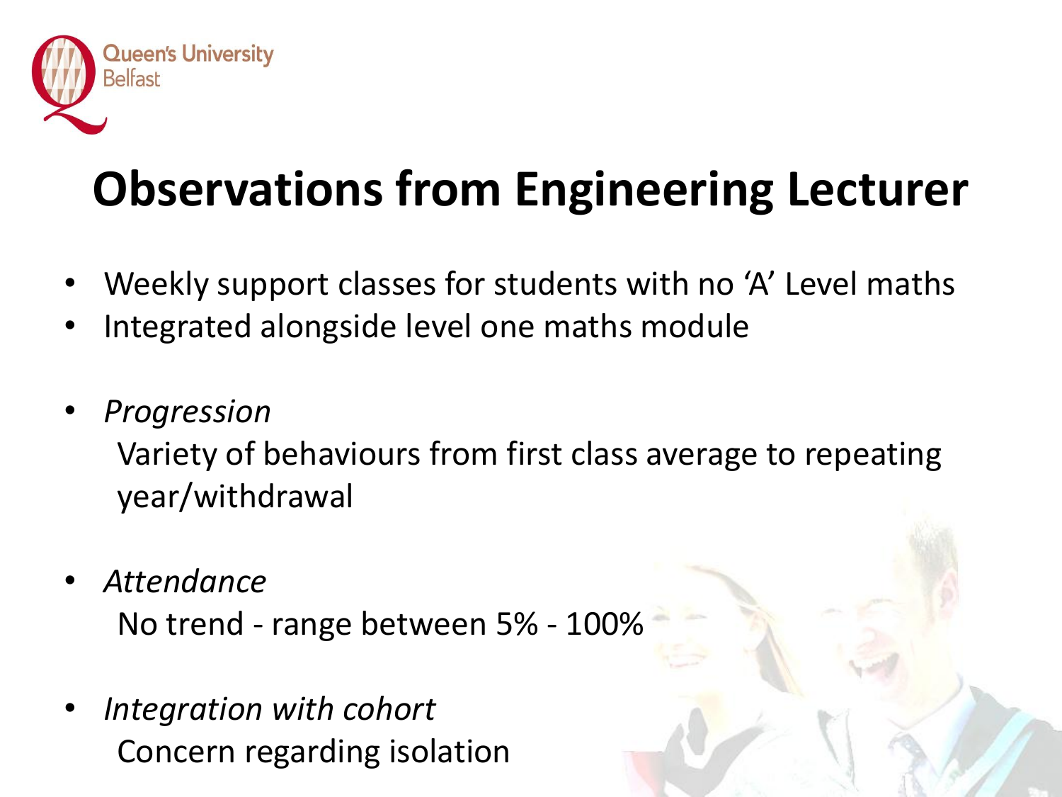# Observations from Engineering Lecturer

- Weekly support classes for students with no 'A' Level maths
- Integrated alongside level one maths module

- *Progression*

  Variety of behaviours from first class average to repeating year/withdrawal

- *Attendance*

  No trend - range between 5% - 100%

- *Integration with cohort*

  Concern regarding isolation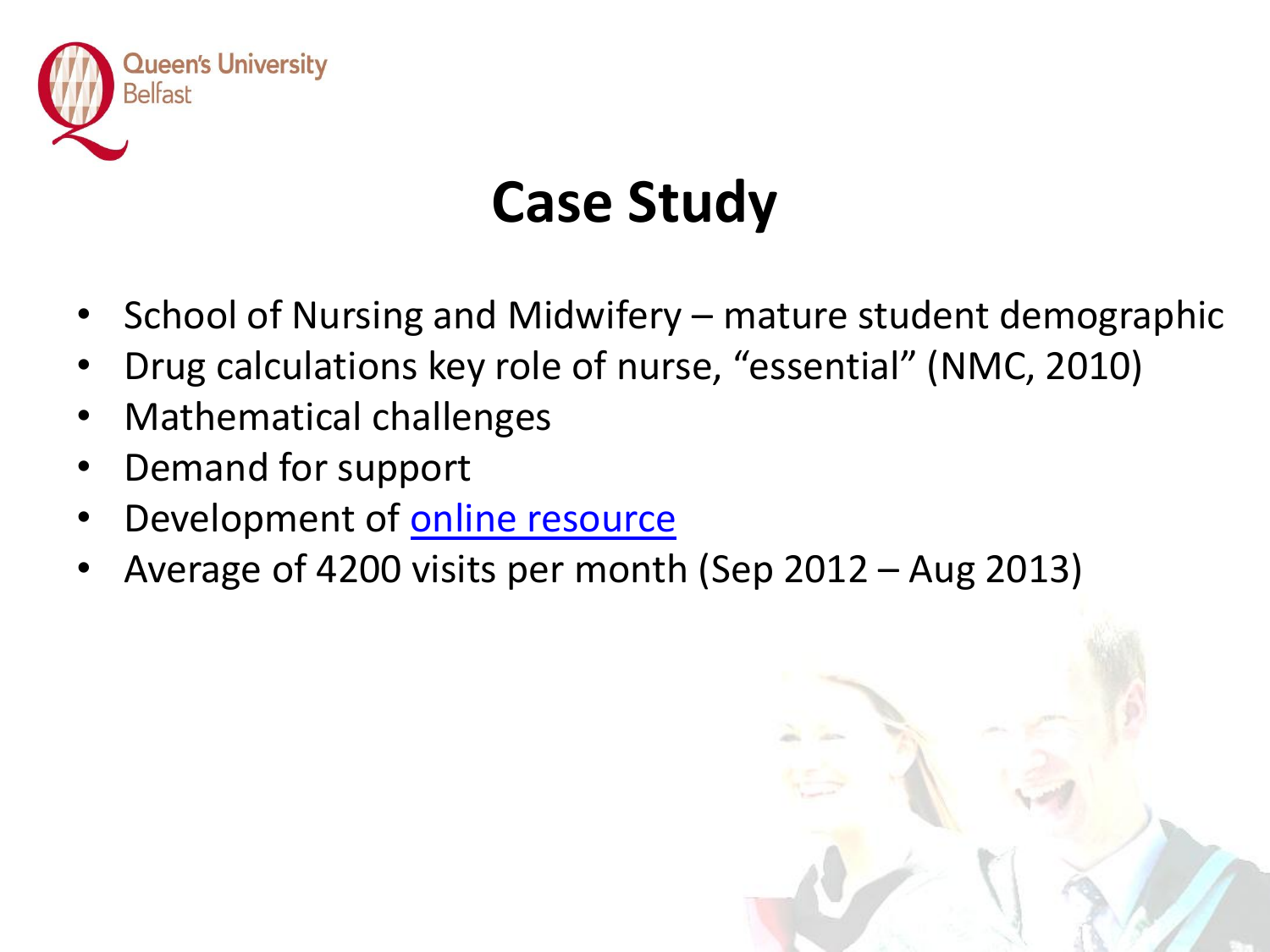# Case Study

- School of Nursing and Midwifery – mature student demographic
- Drug calculations key role of nurse, “essential” (NMC, 2010)
- Mathematical challenges
- Demand for support
- Development of online resource
- Average of 4200 visits per month (Sep 2012 – Aug 2013)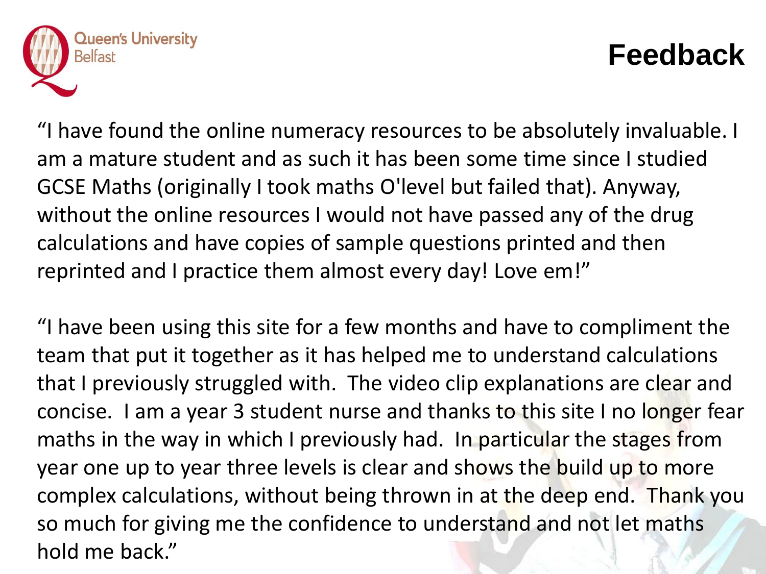# Feedback

"I have found the online numeracy resources to be absolutely invaluable. I am a mature student and as such it has been some time since I studied GCSE Maths (originally I took maths O'level but failed that). Anyway, without the online resources I would not have passed any of the drug calculations and have copies of sample questions printed and then reprinted and I practice them almost every day! Love em!"

"I have been using this site for a few months and have to compliment the team that put it together as it has helped me to understand calculations that I previously struggled with.  The video clip explanations are clear and concise.  I am a year 3 student nurse and thanks to this site I no longer fear maths in the way in which I previously had.  In particular the stages from year one up to year three levels is clear and shows the build up to more complex calculations, without being thrown in at the deep end.  Thank you so much for giving me the confidence to understand and not let maths hold me back."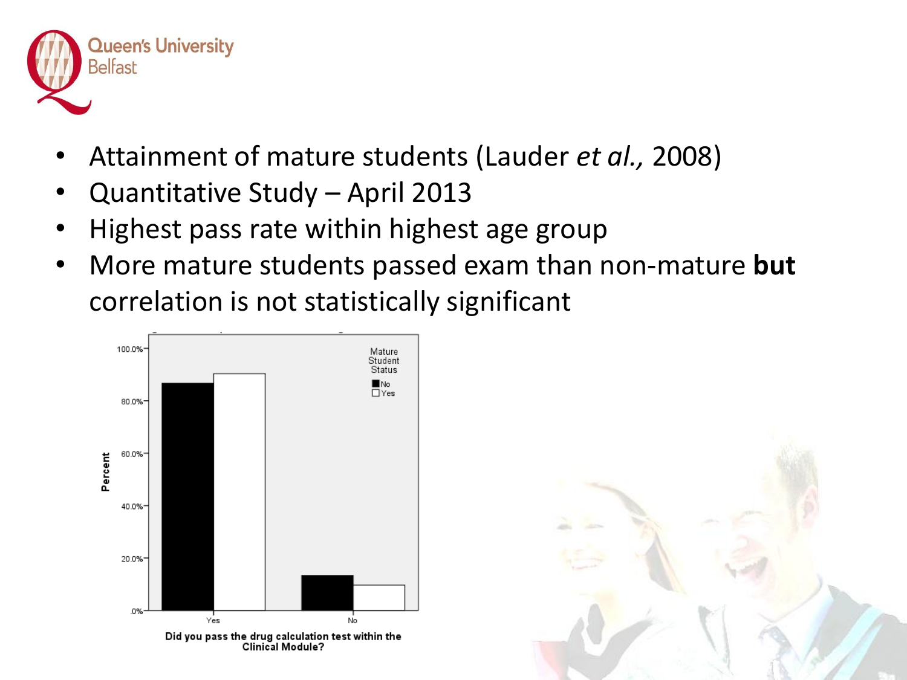- Attainment of mature students (Lauder *et al.,* 2008)
- Quantitative Study – April 2013
- Highest pass rate within highest age group
- More mature students passed exam than non-mature **but** correlation is not statistically significant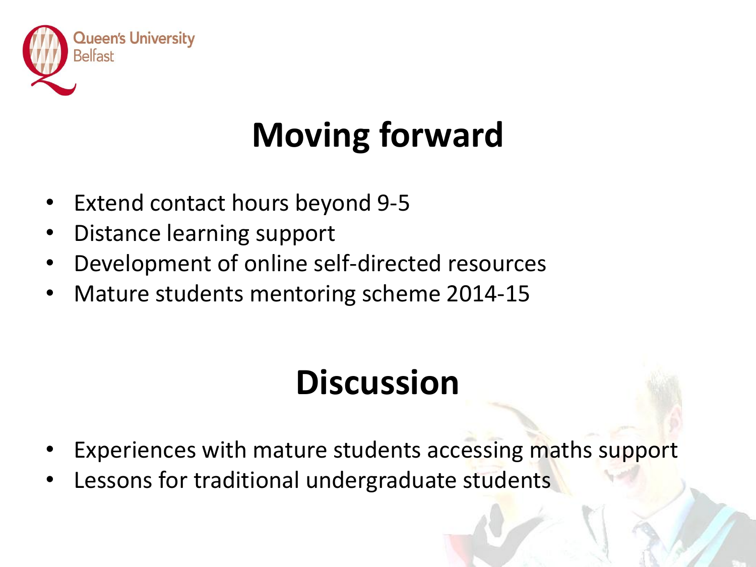# Moving forward

- Extend contact hours beyond 9-5
- Distance learning support
- Development of online self-directed resources
- Mature students mentoring scheme 2014-15

# Discussion

- Experiences with mature students accessing maths support
- Lessons for traditional undergraduate students